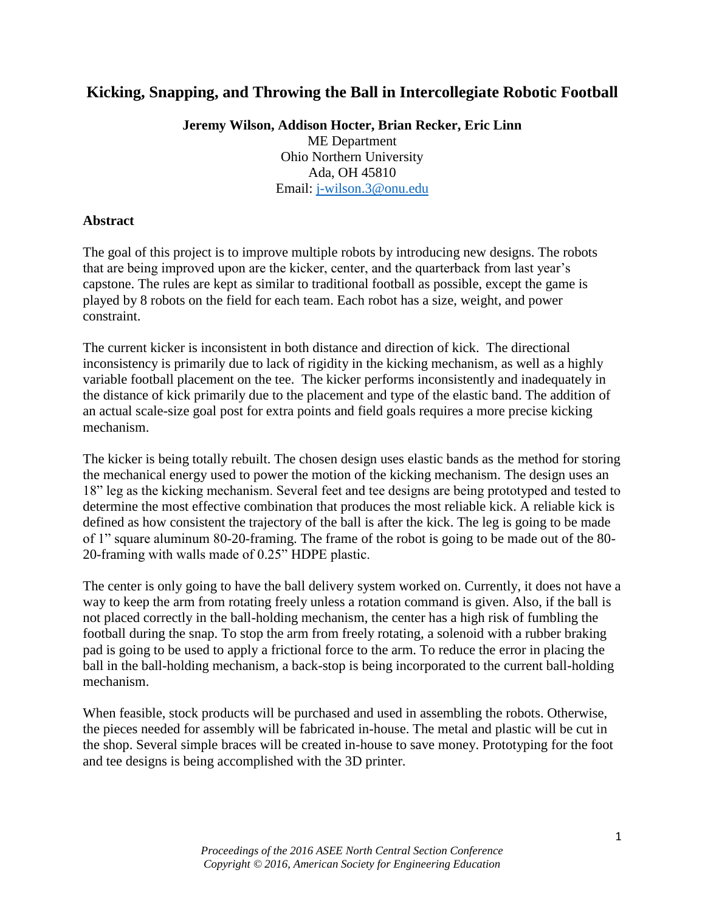# Kicking, Snapping, and Throwing the Ball in Intercollegiate Robotic Football

**Jeremy Wilson, Addison Hocter, Brian Recker, Eric Linn**

ME Department
Ohio Northern University
Ada, OH 45810
Email: j-wilson.3@onu.edu

## Abstract

The goal of this project is to improve multiple robots by introducing new designs. The robots that are being improved upon are the kicker, center, and the quarterback from last year's capstone. The rules are kept as similar to traditional football as possible, except the game is played by 8 robots on the field for each team. Each robot has a size, weight, and power constraint.

The current kicker is inconsistent in both distance and direction of kick. The directional inconsistency is primarily due to lack of rigidity in the kicking mechanism, as well as a highly variable football placement on the tee. The kicker performs inconsistently and inadequately in the distance of kick primarily due to the placement and type of the elastic band. The addition of an actual scale-size goal post for extra points and field goals requires a more precise kicking mechanism.

The kicker is being totally rebuilt. The chosen design uses elastic bands as the method for storing the mechanical energy used to power the motion of the kicking mechanism. The design uses an 18" leg as the kicking mechanism. Several feet and tee designs are being prototyped and tested to determine the most effective combination that produces the most reliable kick. A reliable kick is defined as how consistent the trajectory of the ball is after the kick. The leg is going to be made of 1" square aluminum 80-20-framing. The frame of the robot is going to be made out of the 80-20-framing with walls made of 0.25" HDPE plastic.

The center is only going to have the ball delivery system worked on. Currently, it does not have a way to keep the arm from rotating freely unless a rotation command is given. Also, if the ball is not placed correctly in the ball-holding mechanism, the center has a high risk of fumbling the football during the snap. To stop the arm from freely rotating, a solenoid with a rubber braking pad is going to be used to apply a frictional force to the arm. To reduce the error in placing the ball in the ball-holding mechanism, a back-stop is being incorporated to the current ball-holding mechanism.

When feasible, stock products will be purchased and used in assembling the robots. Otherwise, the pieces needed for assembly will be fabricated in-house. The metal and plastic will be cut in the shop. Several simple braces will be created in-house to save money. Prototyping for the foot and tee designs is being accomplished with the 3D printer.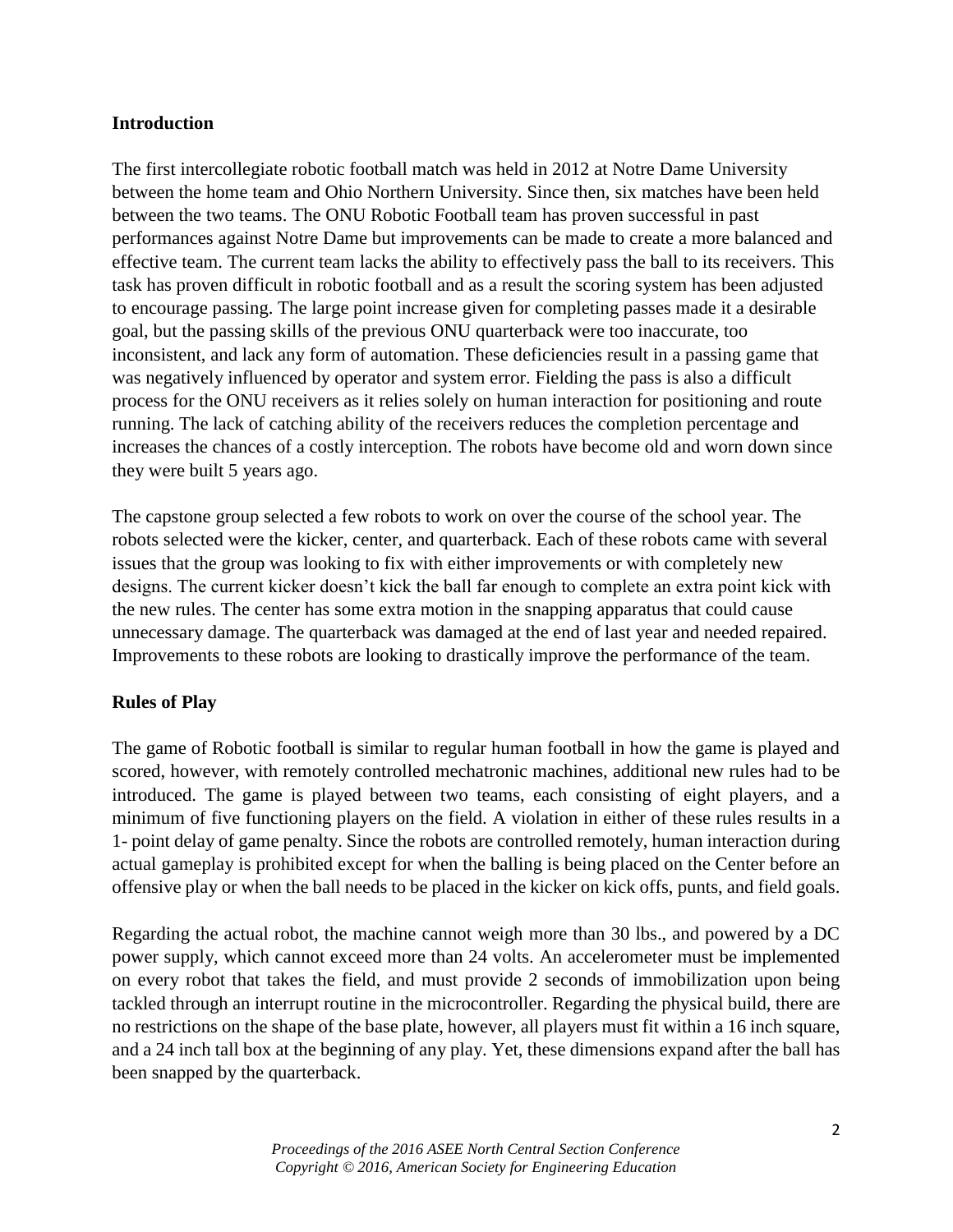## Introduction

The first intercollegiate robotic football match was held in 2012 at Notre Dame University between the home team and Ohio Northern University. Since then, six matches have been held between the two teams. The ONU Robotic Football team has proven successful in past performances against Notre Dame but improvements can be made to create a more balanced and effective team. The current team lacks the ability to effectively pass the ball to its receivers. This task has proven difficult in robotic football and as a result the scoring system has been adjusted to encourage passing. The large point increase given for completing passes made it a desirable goal, but the passing skills of the previous ONU quarterback were too inaccurate, too inconsistent, and lack any form of automation. These deficiencies result in a passing game that was negatively influenced by operator and system error. Fielding the pass is also a difficult process for the ONU receivers as it relies solely on human interaction for positioning and route running. The lack of catching ability of the receivers reduces the completion percentage and increases the chances of a costly interception. The robots have become old and worn down since they were built 5 years ago.

The capstone group selected a few robots to work on over the course of the school year. The robots selected were the kicker, center, and quarterback. Each of these robots came with several issues that the group was looking to fix with either improvements or with completely new designs. The current kicker doesn't kick the ball far enough to complete an extra point kick with the new rules. The center has some extra motion in the snapping apparatus that could cause unnecessary damage. The quarterback was damaged at the end of last year and needed repaired. Improvements to these robots are looking to drastically improve the performance of the team.

## Rules of Play

The game of Robotic football is similar to regular human football in how the game is played and scored, however, with remotely controlled mechatronic machines, additional new rules had to be introduced. The game is played between two teams, each consisting of eight players, and a minimum of five functioning players on the field. A violation in either of these rules results in a 1- point delay of game penalty. Since the robots are controlled remotely, human interaction during actual gameplay is prohibited except for when the balling is being placed on the Center before an offensive play or when the ball needs to be placed in the kicker on kick offs, punts, and field goals.

Regarding the actual robot, the machine cannot weigh more than 30 lbs., and powered by a DC power supply, which cannot exceed more than 24 volts. An accelerometer must be implemented on every robot that takes the field, and must provide 2 seconds of immobilization upon being tackled through an interrupt routine in the microcontroller. Regarding the physical build, there are no restrictions on the shape of the base plate, however, all players must fit within a 16 inch square, and a 24 inch tall box at the beginning of any play. Yet, these dimensions expand after the ball has been snapped by the quarterback.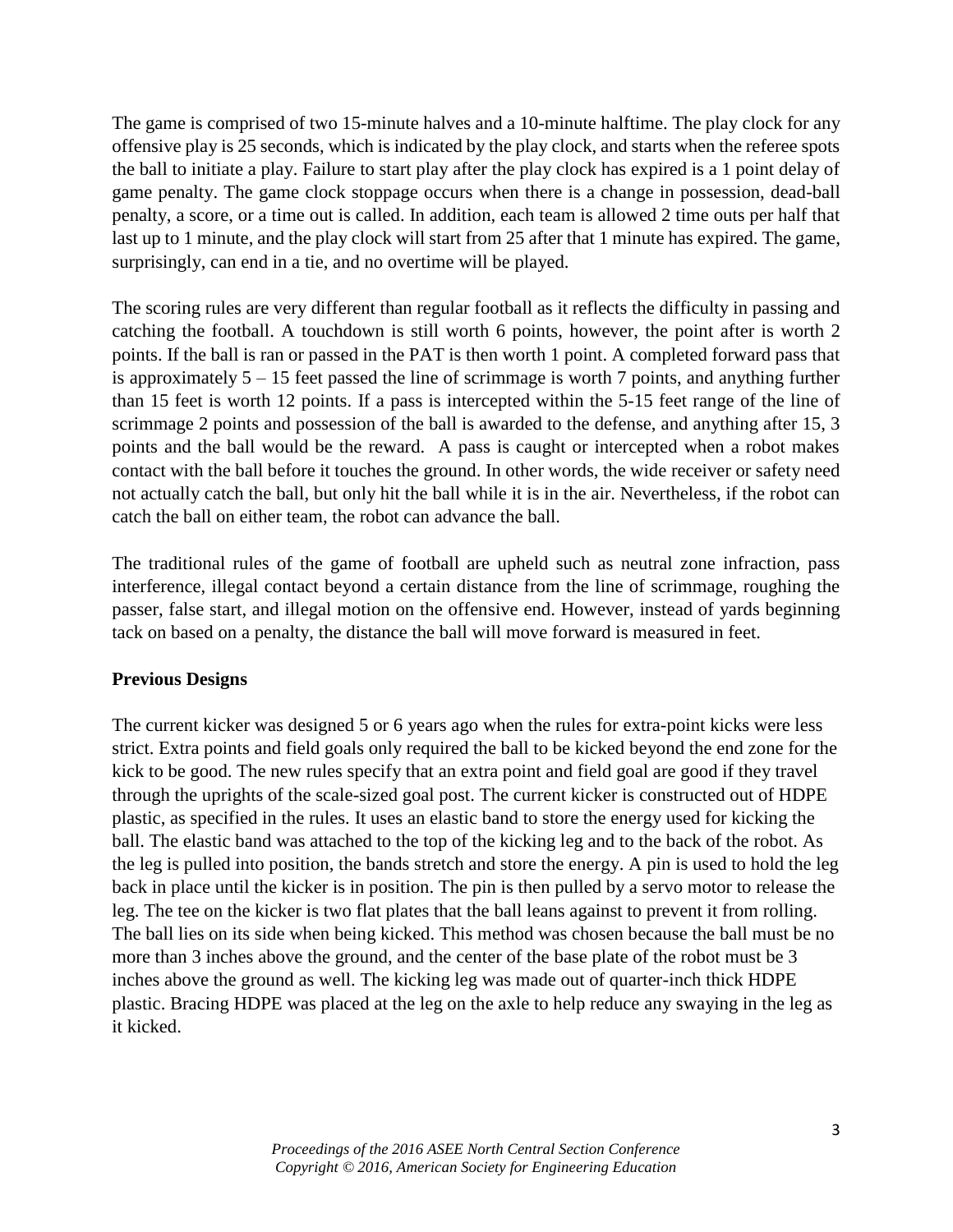The game is comprised of two 15-minute halves and a 10-minute halftime. The play clock for any offensive play is 25 seconds, which is indicated by the play clock, and starts when the referee spots the ball to initiate a play. Failure to start play after the play clock has expired is a 1 point delay of game penalty. The game clock stoppage occurs when there is a change in possession, dead-ball penalty, a score, or a time out is called. In addition, each team is allowed 2 time outs per half that last up to 1 minute, and the play clock will start from 25 after that 1 minute has expired. The game, surprisingly, can end in a tie, and no overtime will be played.

The scoring rules are very different than regular football as it reflects the difficulty in passing and catching the football. A touchdown is still worth 6 points, however, the point after is worth 2 points. If the ball is ran or passed in the PAT is then worth 1 point. A completed forward pass that is approximately 5 – 15 feet passed the line of scrimmage is worth 7 points, and anything further than 15 feet is worth 12 points. If a pass is intercepted within the 5-15 feet range of the line of scrimmage 2 points and possession of the ball is awarded to the defense, and anything after 15, 3 points and the ball would be the reward. A pass is caught or intercepted when a robot makes contact with the ball before it touches the ground. In other words, the wide receiver or safety need not actually catch the ball, but only hit the ball while it is in the air. Nevertheless, if the robot can catch the ball on either team, the robot can advance the ball.

The traditional rules of the game of football are upheld such as neutral zone infraction, pass interference, illegal contact beyond a certain distance from the line of scrimmage, roughing the passer, false start, and illegal motion on the offensive end. However, instead of yards beginning tack on based on a penalty, the distance the ball will move forward is measured in feet.

**Previous Designs**

The current kicker was designed 5 or 6 years ago when the rules for extra-point kicks were less strict. Extra points and field goals only required the ball to be kicked beyond the end zone for the kick to be good. The new rules specify that an extra point and field goal are good if they travel through the uprights of the scale-sized goal post. The current kicker is constructed out of HDPE plastic, as specified in the rules. It uses an elastic band to store the energy used for kicking the ball. The elastic band was attached to the top of the kicking leg and to the back of the robot. As the leg is pulled into position, the bands stretch and store the energy. A pin is used to hold the leg back in place until the kicker is in position. The pin is then pulled by a servo motor to release the leg. The tee on the kicker is two flat plates that the ball leans against to prevent it from rolling. The ball lies on its side when being kicked. This method was chosen because the ball must be no more than 3 inches above the ground, and the center of the base plate of the robot must be 3 inches above the ground as well. The kicking leg was made out of quarter-inch thick HDPE plastic. Bracing HDPE was placed at the leg on the axle to help reduce any swaying in the leg as it kicked.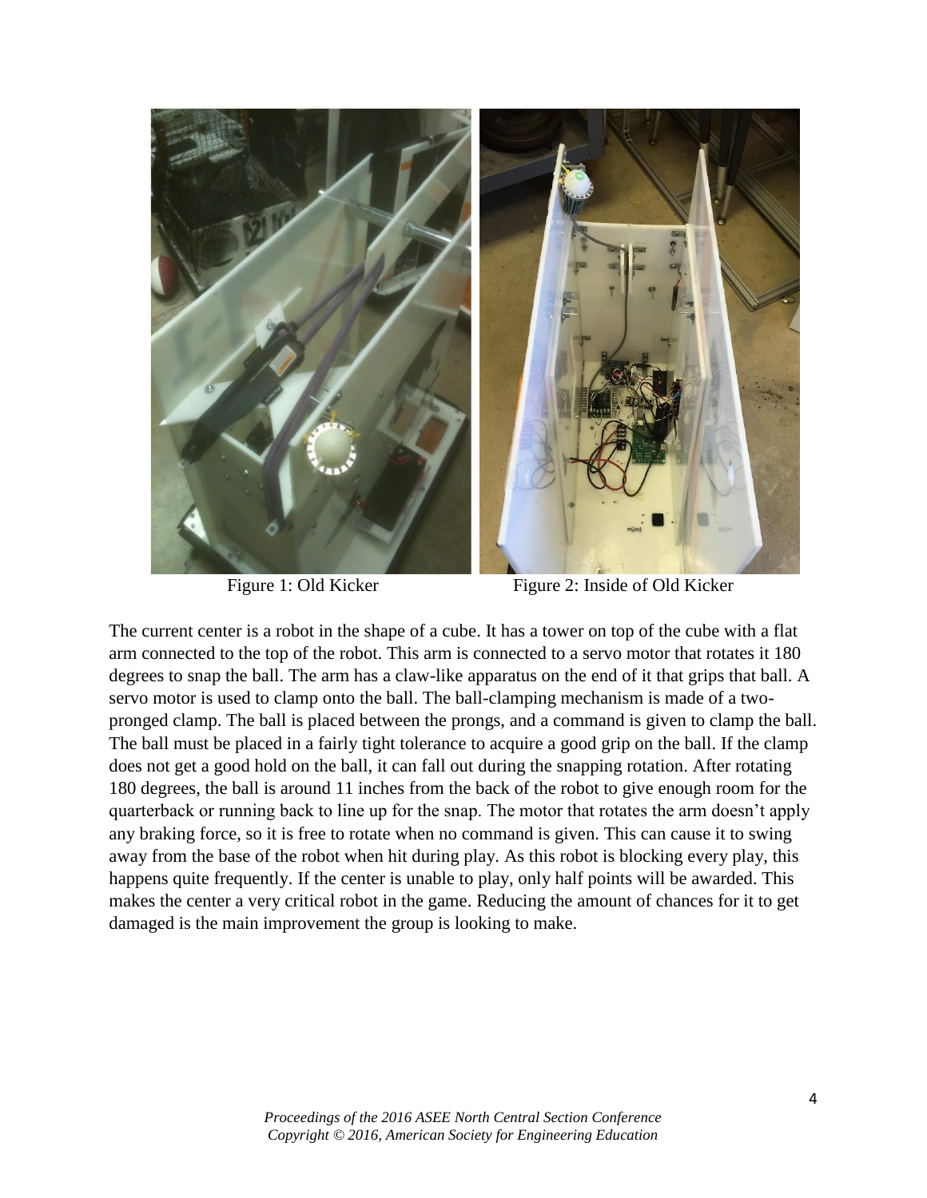Figure 1: Old Kicker

Figure 2: Inside of Old Kicker

The current center is a robot in the shape of a cube. It has a tower on top of the cube with a flat arm connected to the top of the robot. This arm is connected to a servo motor that rotates it 180 degrees to snap the ball. The arm has a claw-like apparatus on the end of it that grips that ball. A servo motor is used to clamp onto the ball. The ball-clamping mechanism is made of a two-pronged clamp. The ball is placed between the prongs, and a command is given to clamp the ball. The ball must be placed in a fairly tight tolerance to acquire a good grip on the ball. If the clamp does not get a good hold on the ball, it can fall out during the snapping rotation. After rotating 180 degrees, the ball is around 11 inches from the back of the robot to give enough room for the quarterback or running back to line up for the snap. The motor that rotates the arm doesn't apply any braking force, so it is free to rotate when no command is given. This can cause it to swing away from the base of the robot when hit during play. As this robot is blocking every play, this happens quite frequently. If the center is unable to play, only half points will be awarded. This makes the center a very critical robot in the game. Reducing the amount of chances for it to get damaged is the main improvement the group is looking to make.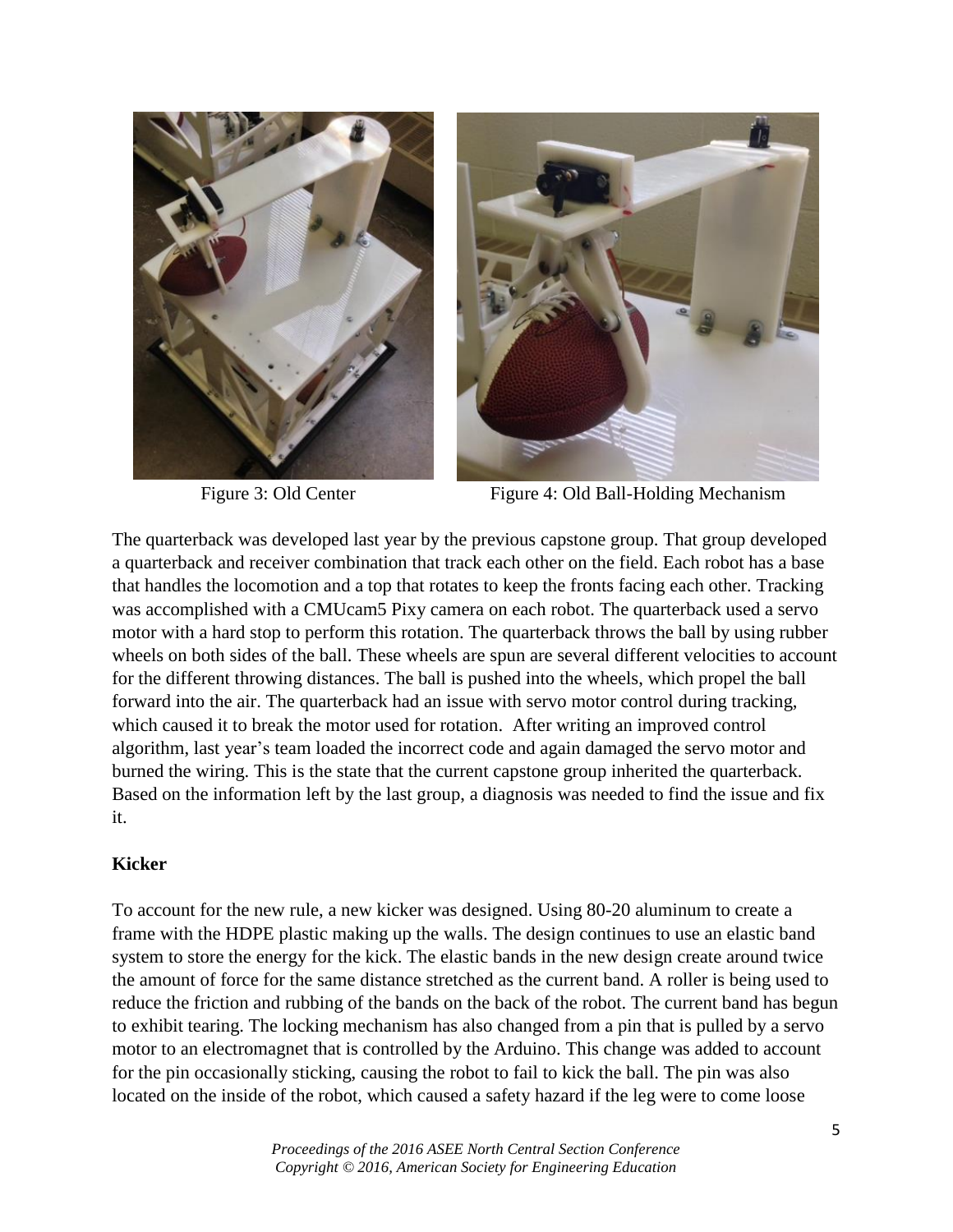Figure 3: Old Center

Figure 4: Old Ball-Holding Mechanism

The quarterback was developed last year by the previous capstone group. That group developed a quarterback and receiver combination that track each other on the field. Each robot has a base that handles the locomotion and a top that rotates to keep the fronts facing each other. Tracking was accomplished with a CMUcam5 Pixy camera on each robot. The quarterback used a servo motor with a hard stop to perform this rotation. The quarterback throws the ball by using rubber wheels on both sides of the ball. These wheels are spun are several different velocities to account for the different throwing distances. The ball is pushed into the wheels, which propel the ball forward into the air. The quarterback had an issue with servo motor control during tracking, which caused it to break the motor used for rotation. After writing an improved control algorithm, last year's team loaded the incorrect code and again damaged the servo motor and burned the wiring. This is the state that the current capstone group inherited the quarterback. Based on the information left by the last group, a diagnosis was needed to find the issue and fix it.

**Kicker**

To account for the new rule, a new kicker was designed. Using 80-20 aluminum to create a frame with the HDPE plastic making up the walls. The design continues to use an elastic band system to store the energy for the kick. The elastic bands in the new design create around twice the amount of force for the same distance stretched as the current band. A roller is being used to reduce the friction and rubbing of the bands on the back of the robot. The current band has begun to exhibit tearing. The locking mechanism has also changed from a pin that is pulled by a servo motor to an electromagnet that is controlled by the Arduino. This change was added to account for the pin occasionally sticking, causing the robot to fail to kick the ball. The pin was also located on the inside of the robot, which caused a safety hazard if the leg were to come loose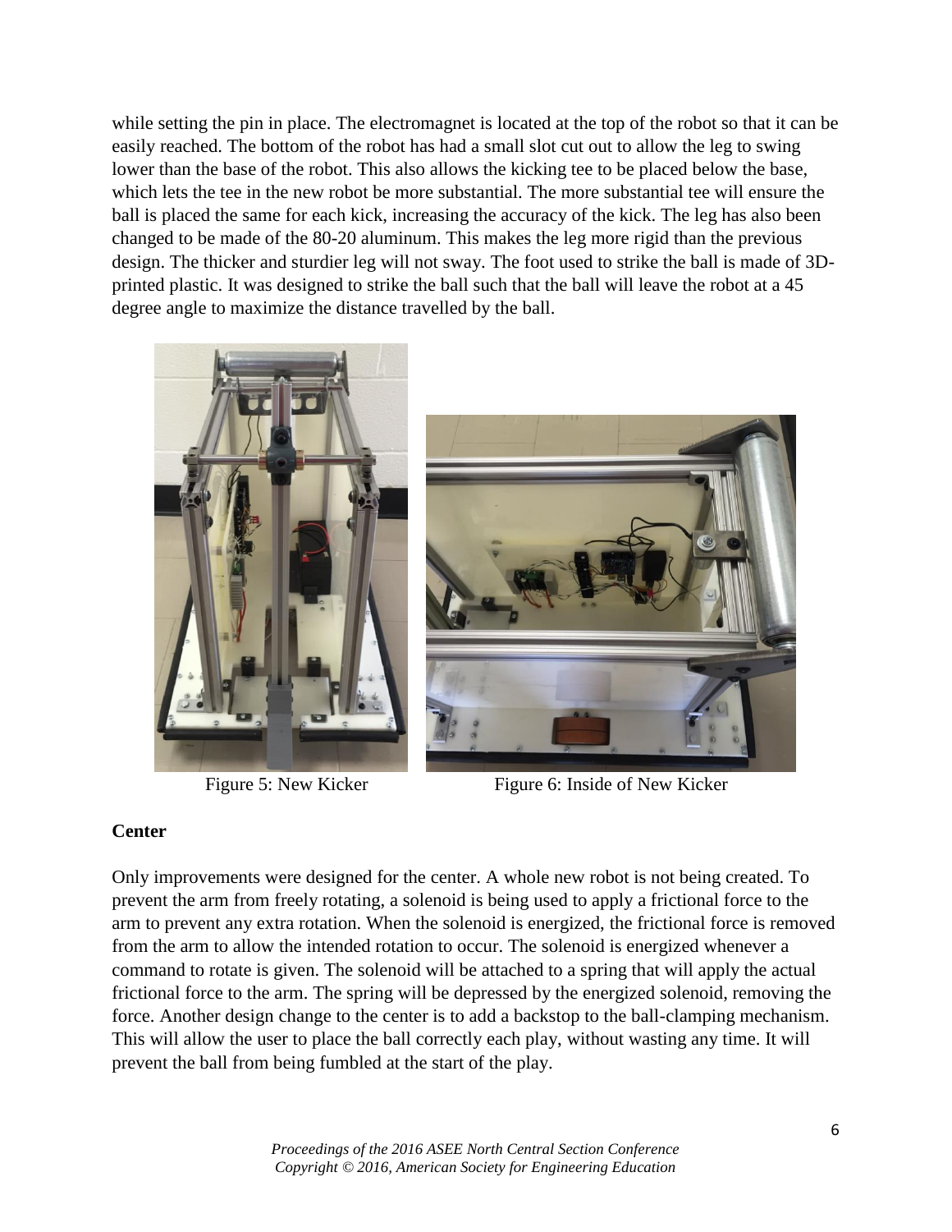while setting the pin in place. The electromagnet is located at the top of the robot so that it can be easily reached. The bottom of the robot has had a small slot cut out to allow the leg to swing lower than the base of the robot. This also allows the kicking tee to be placed below the base, which lets the tee in the new robot be more substantial. The more substantial tee will ensure the ball is placed the same for each kick, increasing the accuracy of the kick. The leg has also been changed to be made of the 80-20 aluminum. This makes the leg more rigid than the previous design. The thicker and sturdier leg will not sway. The foot used to strike the ball is made of 3D-printed plastic. It was designed to strike the ball such that the ball will leave the robot at a 45 degree angle to maximize the distance travelled by the ball.

Figure 5: New Kicker

Figure 6: Inside of New Kicker

**Center**

Only improvements were designed for the center. A whole new robot is not being created. To prevent the arm from freely rotating, a solenoid is being used to apply a frictional force to the arm to prevent any extra rotation. When the solenoid is energized, the frictional force is removed from the arm to allow the intended rotation to occur. The solenoid is energized whenever a command to rotate is given. The solenoid will be attached to a spring that will apply the actual frictional force to the arm. The spring will be depressed by the energized solenoid, removing the force. Another design change to the center is to add a backstop to the ball-clamping mechanism. This will allow the user to place the ball correctly each play, without wasting any time. It will prevent the ball from being fumbled at the start of the play.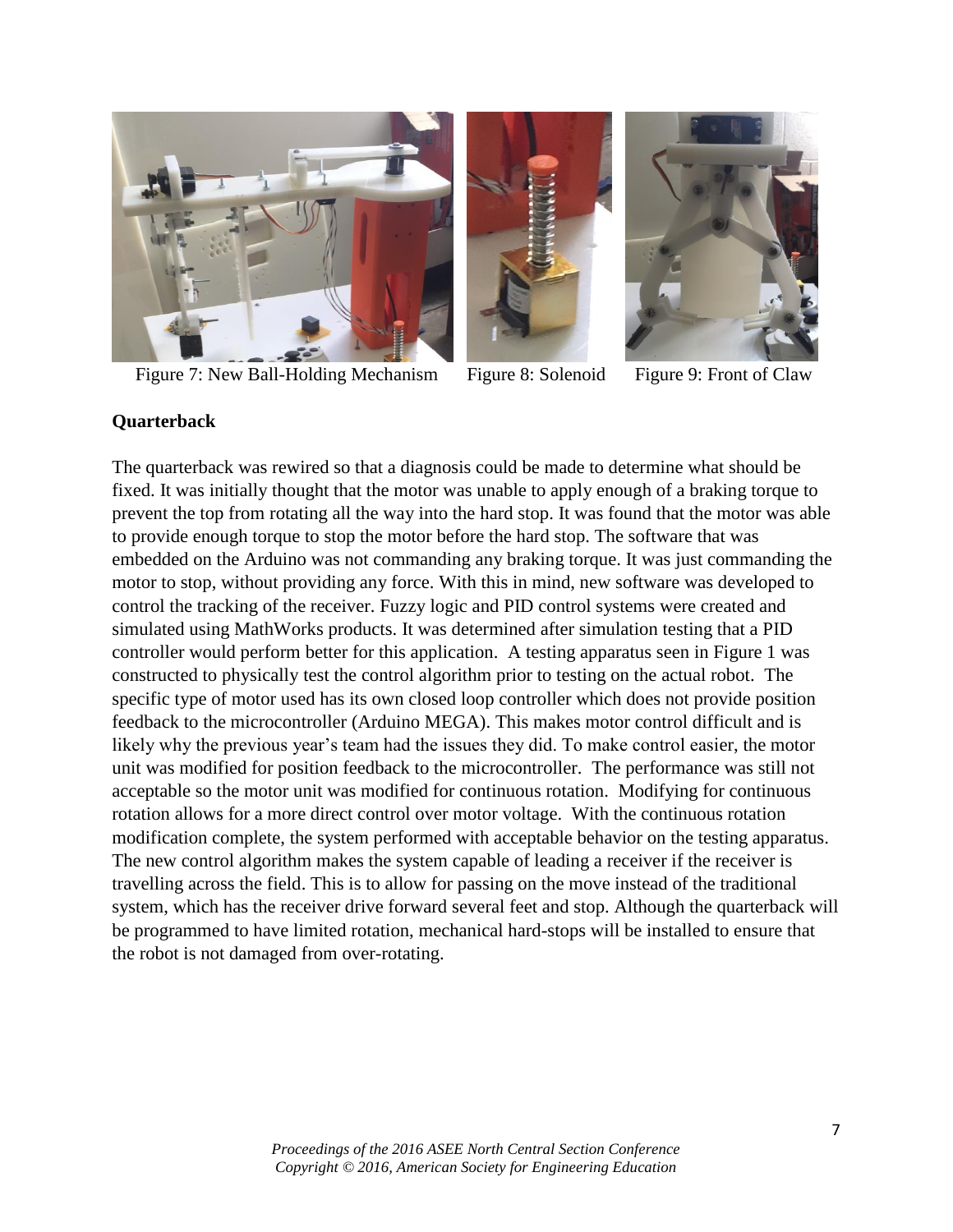Figure 7: New Ball-Holding Mechanism

Figure 8: Solenoid

Figure 9: Front of Claw

**Quarterback**

The quarterback was rewired so that a diagnosis could be made to determine what should be fixed. It was initially thought that the motor was unable to apply enough of a braking torque to prevent the top from rotating all the way into the hard stop. It was found that the motor was able to provide enough torque to stop the motor before the hard stop. The software that was embedded on the Arduino was not commanding any braking torque. It was just commanding the motor to stop, without providing any force. With this in mind, new software was developed to control the tracking of the receiver. Fuzzy logic and PID control systems were created and simulated using MathWorks products. It was determined after simulation testing that a PID controller would perform better for this application. A testing apparatus seen in Figure 1 was constructed to physically test the control algorithm prior to testing on the actual robot. The specific type of motor used has its own closed loop controller which does not provide position feedback to the microcontroller (Arduino MEGA). This makes motor control difficult and is likely why the previous year's team had the issues they did. To make control easier, the motor unit was modified for position feedback to the microcontroller. The performance was still not acceptable so the motor unit was modified for continuous rotation. Modifying for continuous rotation allows for a more direct control over motor voltage. With the continuous rotation modification complete, the system performed with acceptable behavior on the testing apparatus. The new control algorithm makes the system capable of leading a receiver if the receiver is travelling across the field. This is to allow for passing on the move instead of the traditional system, which has the receiver drive forward several feet and stop. Although the quarterback will be programmed to have limited rotation, mechanical hard-stops will be installed to ensure that the robot is not damaged from over-rotating.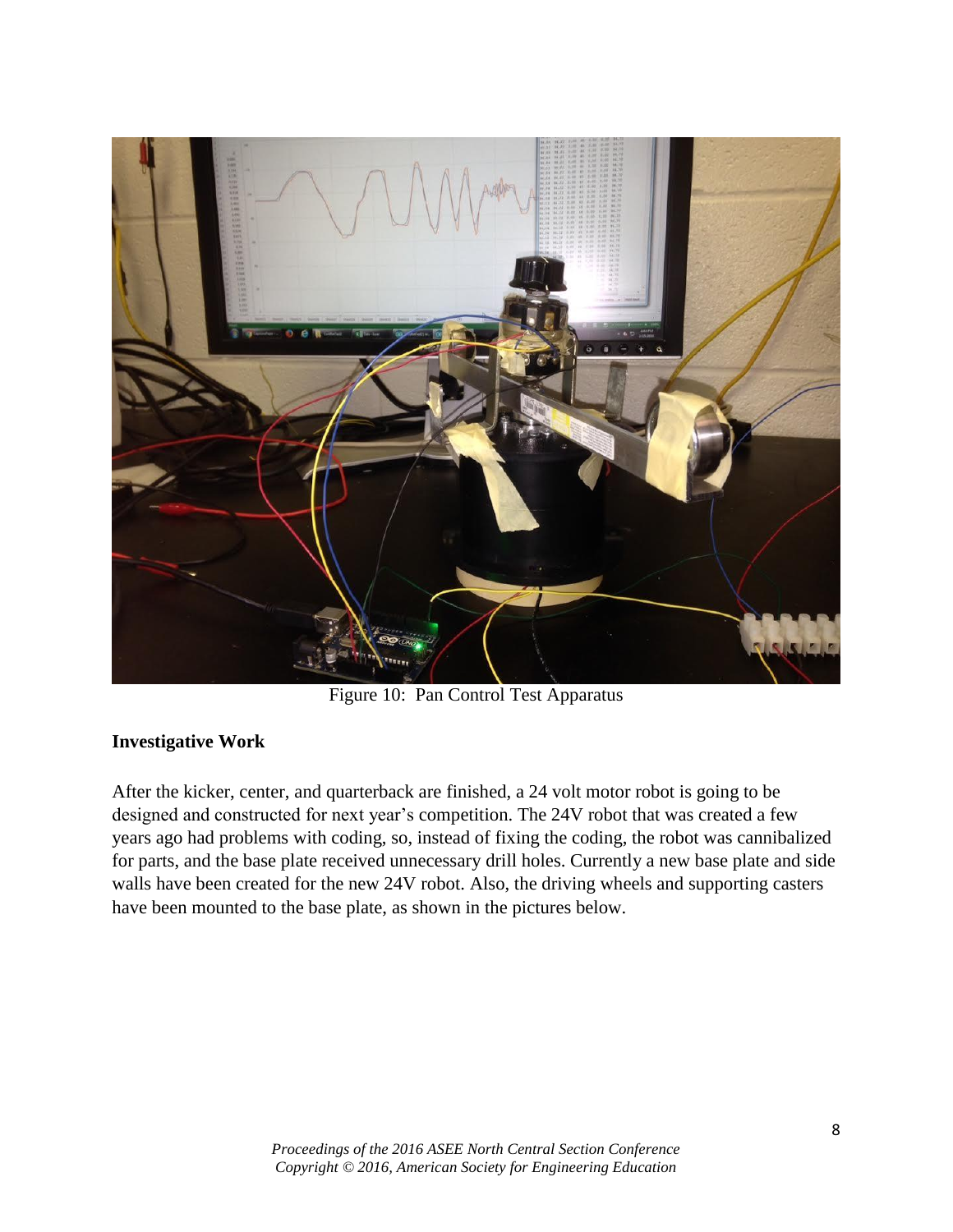Figure 10: Pan Control Test Apparatus

**Investigative Work**

After the kicker, center, and quarterback are finished, a 24 volt motor robot is going to be designed and constructed for next year's competition. The 24V robot that was created a few years ago had problems with coding, so, instead of fixing the coding, the robot was cannibalized for parts, and the base plate received unnecessary drill holes. Currently a new base plate and side walls have been created for the new 24V robot. Also, the driving wheels and supporting casters have been mounted to the base plate, as shown in the pictures below.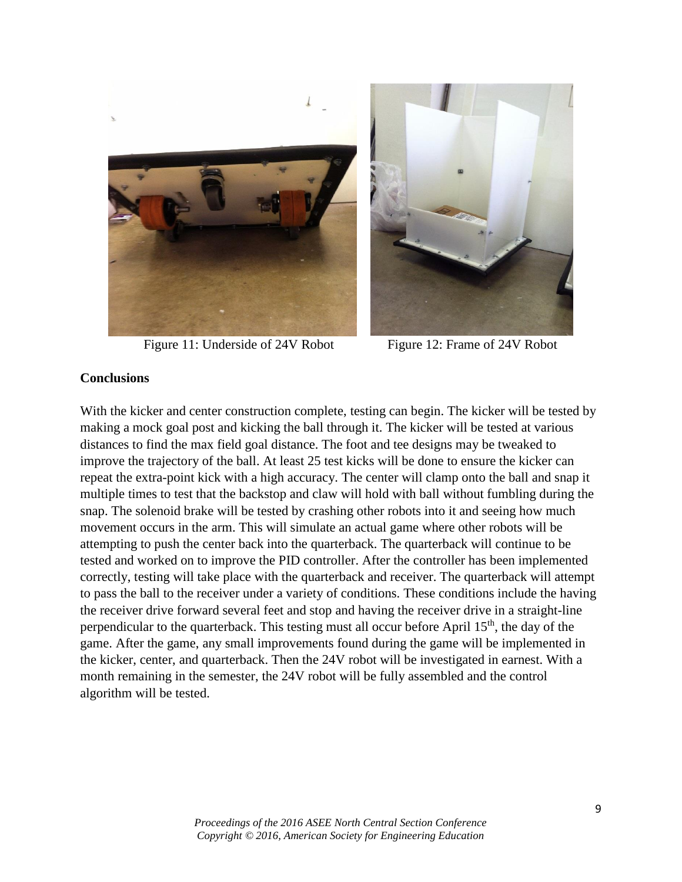Figure 11: Underside of 24V Robot

Figure 12: Frame of 24V Robot

**Conclusions**

With the kicker and center construction complete, testing can begin. The kicker will be tested by making a mock goal post and kicking the ball through it. The kicker will be tested at various distances to find the max field goal distance. The foot and tee designs may be tweaked to improve the trajectory of the ball. At least 25 test kicks will be done to ensure the kicker can repeat the extra-point kick with a high accuracy. The center will clamp onto the ball and snap it multiple times to test that the backstop and claw will hold with ball without fumbling during the snap. The solenoid brake will be tested by crashing other robots into it and seeing how much movement occurs in the arm. This will simulate an actual game where other robots will be attempting to push the center back into the quarterback. The quarterback will continue to be tested and worked on to improve the PID controller. After the controller has been implemented correctly, testing will take place with the quarterback and receiver. The quarterback will attempt to pass the ball to the receiver under a variety of conditions. These conditions include the having the receiver drive forward several feet and stop and having the receiver drive in a straight-line perpendicular to the quarterback. This testing must all occur before April 15th, the day of the game. After the game, any small improvements found during the game will be implemented in the kicker, center, and quarterback. Then the 24V robot will be investigated in earnest. With a month remaining in the semester, the 24V robot will be fully assembled and the control algorithm will be tested.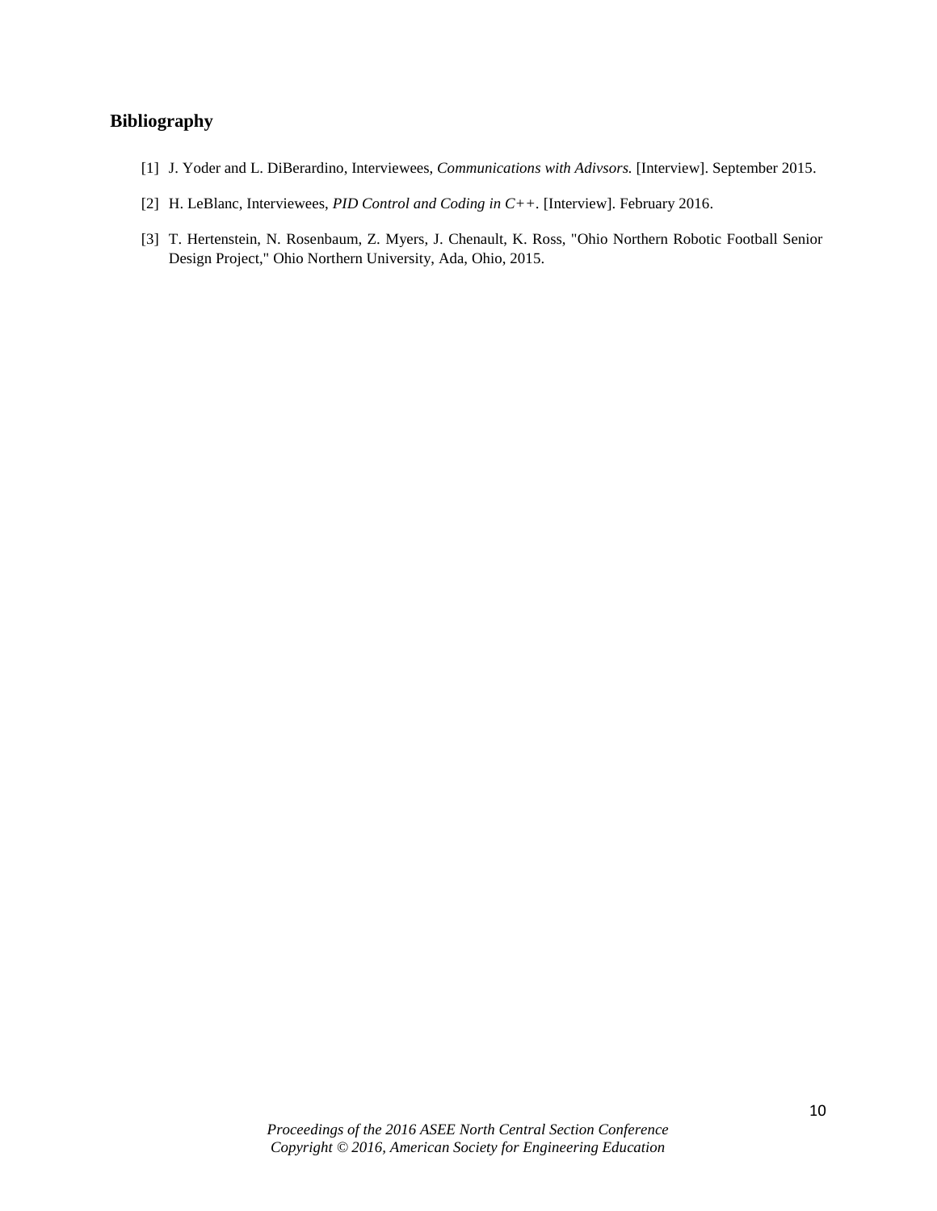## Bibliography

[1] J. Yoder and L. DiBerardino, Interviewees, *Communications with Adivsors.* [Interview]. September 2015.

[2] H. LeBlanc, Interviewees, *PID Control and Coding in C++*. [Interview]. February 2016.

[3] T. Hertenstein, N. Rosenbaum, Z. Myers, J. Chenault, K. Ross, "Ohio Northern Robotic Football Senior Design Project," Ohio Northern University, Ada, Ohio, 2015.